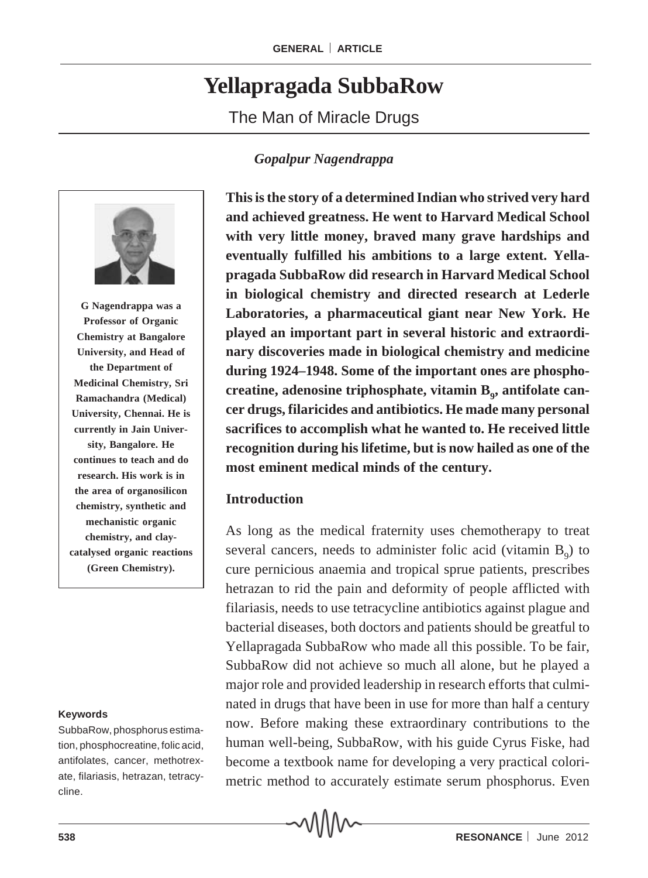# Yellapragada SubbaRow

## The Man of Miracle Drugs

*Gopalpur Nagendrappa*

**G Nagendrappa was a Professor of Organic Chemistry at Bangalore University, and Head of the Department of Medicinal Chemistry, Sri Ramachandra (Medical) University, Chennai. He is currently in Jain University, Bangalore. He continues to teach and do research. His work is in the area of organosilicon chemistry, synthetic and mechanistic organic chemistry, and clay-catalysed organic reactions (Green Chemistry).**

**This is the story of a determined Indian who strived very hard and achieved greatness. He went to Harvard Medical School with very little money, braved many grave hardships and eventually fulfilled his ambitions to a large extent. Yellapragada SubbaRow did research in Harvard Medical School in biological chemistry and directed research at Lederle Laboratories, a pharmaceutical giant near New York. He played an important part in several historic and extraordinary discoveries made in biological chemistry and medicine during 1924–1948. Some of the important ones are phosphocreatine, adenosine triphosphate, vitamin $B_9$, antifolate cancer drugs, filaricides and antibiotics. He made many personal sacrifices to accomplish what he wanted to. He received little recognition during his lifetime, but is now hailed as one of the most eminent medical minds of the century.**

### Introduction

As long as the medical fraternity uses chemotherapy to treat several cancers, needs to administer folic acid (vitamin $B_9$) to cure pernicious anaemia and tropical sprue patients, prescribes hetrazan to rid the pain and deformity of people afflicted with filariasis, needs to use tetracycline antibiotics against plague and bacterial diseases, both doctors and patients should be greatful to Yellapragada SubbaRow who made all this possible. To be fair, SubbaRow did not achieve so much all alone, but he played a major role and provided leadership in research efforts that culminated in drugs that have been in use for more than half a century now. Before making these extraordinary contributions to the human well-being, SubbaRow, with his guide Cyrus Fiske, had become a textbook name for developing a very practical colorimetric method to accurately estimate serum phosphorus. Even

**Keywords**

SubbaRow, phosphorus estimation, phosphocreatine, folic acid, antifolates, cancer, methotrexate, filariasis, hetrazan, tetracycline.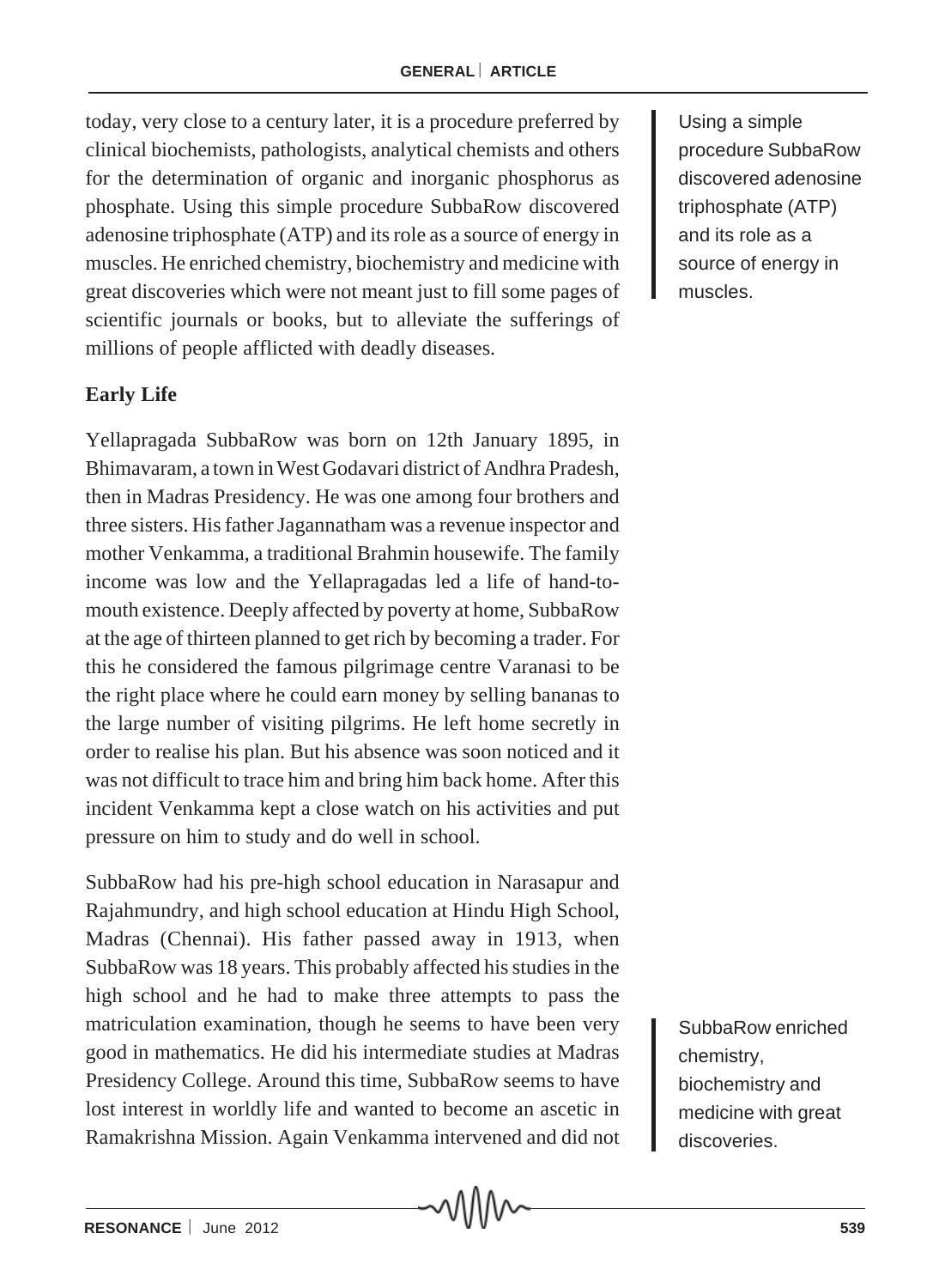today, very close to a century later, it is a procedure preferred by clinical biochemists, pathologists, analytical chemists and others for the determination of organic and inorganic phosphorus as phosphate. Using this simple procedure SubbaRow discovered adenosine triphosphate (ATP) and its role as a source of energy in muscles. He enriched chemistry, biochemistry and medicine with great discoveries which were not meant just to fill some pages of scientific journals or books, but to alleviate the sufferings of millions of people afflicted with deadly diseases.

Using a simple procedure SubbaRow discovered adenosine triphosphate (ATP) and its role as a source of energy in muscles.

## Early Life

Yellapragada SubbaRow was born on 12th January 1895, in Bhimavaram, a town in West Godavari district of Andhra Pradesh, then in Madras Presidency. He was one among four brothers and three sisters. His father Jagannatham was a revenue inspector and mother Venkamma, a traditional Brahmin housewife. The family income was low and the Yellapragadas led a life of hand-to-mouth existence. Deeply affected by poverty at home, SubbaRow at the age of thirteen planned to get rich by becoming a trader. For this he considered the famous pilgrimage centre Varanasi to be the right place where he could earn money by selling bananas to the large number of visiting pilgrims. He left home secretly in order to realise his plan. But his absence was soon noticed and it was not difficult to trace him and bring him back home. After this incident Venkamma kept a close watch on his activities and put pressure on him to study and do well in school.

SubbaRow had his pre-high school education in Narasapur and Rajahmundry, and high school education at Hindu High School, Madras (Chennai). His father passed away in 1913, when SubbaRow was 18 years. This probably affected his studies in the high school and he had to make three attempts to pass the matriculation examination, though he seems to have been very good in mathematics. He did his intermediate studies at Madras Presidency College. Around this time, SubbaRow seems to have lost interest in worldly life and wanted to become an ascetic in Ramakrishna Mission. Again Venkamma intervened and did not

SubbaRow enriched chemistry, biochemistry and medicine with great discoveries.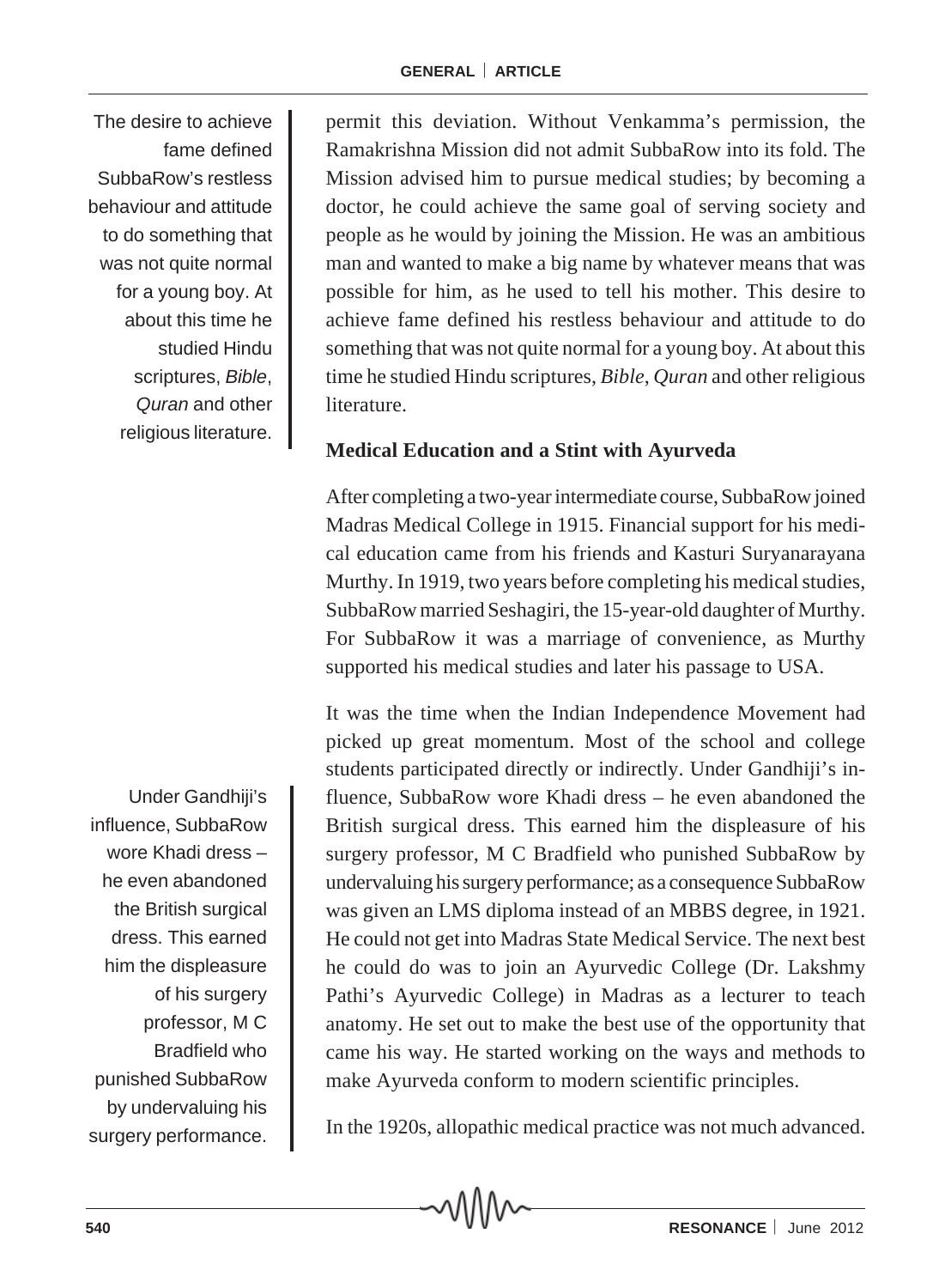permit this deviation. Without Venkamma's permission, the Ramakrishna Mission did not admit SubbaRow into its fold. The Mission advised him to pursue medical studies; by becoming a doctor, he could achieve the same goal of serving society and people as he would by joining the Mission. He was an ambitious man and wanted to make a big name by whatever means that was possible for him, as he used to tell his mother. This desire to achieve fame defined his restless behaviour and attitude to do something that was not quite normal for a young boy. At about this time he studied Hindu scriptures, *Bible*, *Quran* and other religious literature.

> The desire to achieve fame defined SubbaRow's restless behaviour and attitude to do something that was not quite normal for a young boy. At about this time he studied Hindu scriptures, *Bible*, *Quran* and other religious literature.

### Medical Education and a Stint with Ayurveda

After completing a two-year intermediate course, SubbaRow joined Madras Medical College in 1915. Financial support for his medical education came from his friends and Kasturi Suryanarayana Murthy. In 1919, two years before completing his medical studies, SubbaRow married Seshagiri, the 15-year-old daughter of Murthy. For SubbaRow it was a marriage of convenience, as Murthy supported his medical studies and later his passage to USA.

It was the time when the Indian Independence Movement had picked up great momentum. Most of the school and college students participated directly or indirectly. Under Gandhiji's influence, SubbaRow wore Khadi dress – he even abandoned the British surgical dress. This earned him the displeasure of his surgery professor, M C Bradfield who punished SubbaRow by undervaluing his surgery performance; as a consequence SubbaRow was given an LMS diploma instead of an MBBS degree, in 1921. He could not get into Madras State Medical Service. The next best he could do was to join an Ayurvedic College (Dr. Lakshmy Pathi's Ayurvedic College) in Madras as a lecturer to teach anatomy. He set out to make the best use of the opportunity that came his way. He started working on the ways and methods to make Ayurveda conform to modern scientific principles.

> Under Gandhiji's influence, SubbaRow wore Khadi dress – he even abandoned the British surgical dress. This earned him the displeasure of his surgery professor, M C Bradfield who punished SubbaRow by undervaluing his surgery performance.

In the 1920s, allopathic medical practice was not much advanced.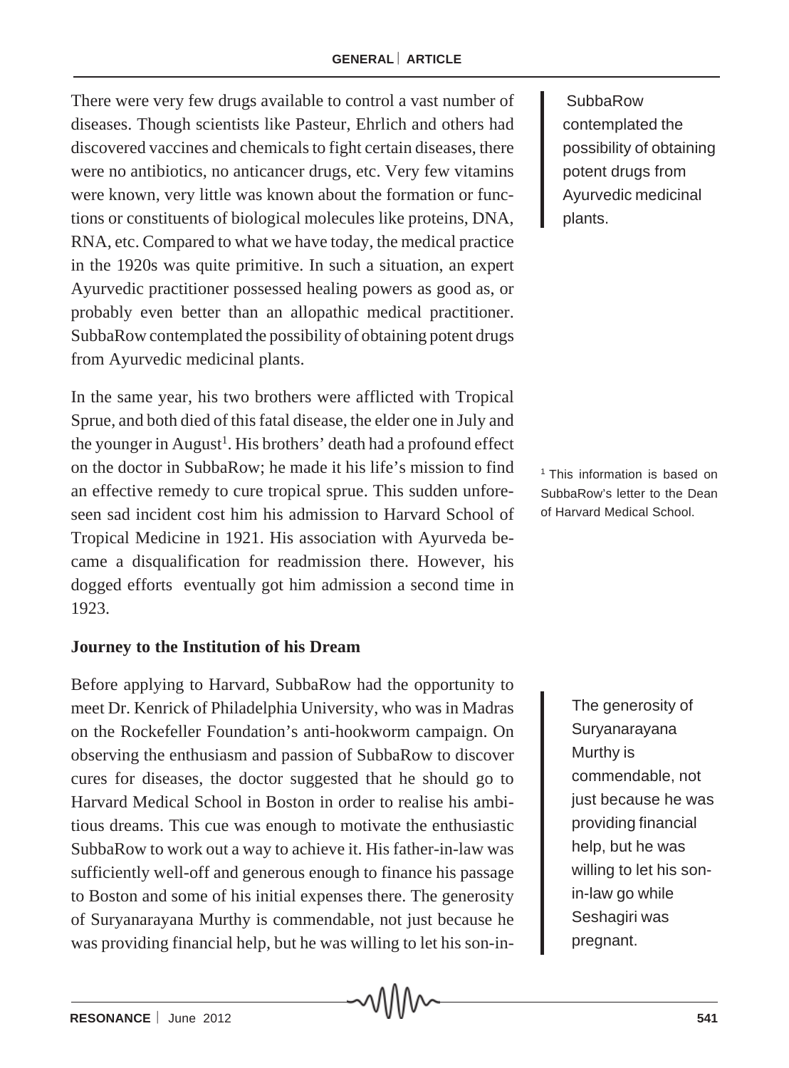There were very few drugs available to control a vast number of diseases. Though scientists like Pasteur, Ehrlich and others had discovered vaccines and chemicals to fight certain diseases, there were no antibiotics, no anticancer drugs, etc. Very few vitamins were known, very little was known about the formation or functions or constituents of biological molecules like proteins, DNA, RNA, etc. Compared to what we have today, the medical practice in the 1920s was quite primitive. In such a situation, an expert Ayurvedic practitioner possessed healing powers as good as, or probably even better than an allopathic medical practitioner. SubbaRow contemplated the possibility of obtaining potent drugs from Ayurvedic medicinal plants.

> SubbaRow contemplated the possibility of obtaining potent drugs from Ayurvedic medicinal plants.

In the same year, his two brothers were afflicted with Tropical Sprue, and both died of this fatal disease, the elder one in July and the younger in August[1]. His brothers' death had a profound effect on the doctor in SubbaRow; he made it his life's mission to find an effective remedy to cure tropical sprue. This sudden unforeseen sad incident cost him his admission to Harvard School of Tropical Medicine in 1921. His association with Ayurveda became a disqualification for readmission there. However, his dogged efforts eventually got him admission a second time in 1923.

[1] This information is based on SubbaRow's letter to the Dean of Harvard Medical School.

## Journey to the Institution of his Dream

Before applying to Harvard, SubbaRow had the opportunity to meet Dr. Kenrick of Philadelphia University, who was in Madras on the Rockefeller Foundation's anti-hookworm campaign. On observing the enthusiasm and passion of SubbaRow to discover cures for diseases, the doctor suggested that he should go to Harvard Medical School in Boston in order to realise his ambitious dreams. This cue was enough to motivate the enthusiastic SubbaRow to work out a way to achieve it. His father-in-law was sufficiently well-off and generous enough to finance his passage to Boston and some of his initial expenses there. The generosity of Suryanarayana Murthy is commendable, not just because he was providing financial help, but he was willing to let his son-in-

> The generosity of Suryanarayana Murthy is commendable, not just because he was providing financial help, but he was willing to let his son-in-law go while Seshagiri was pregnant.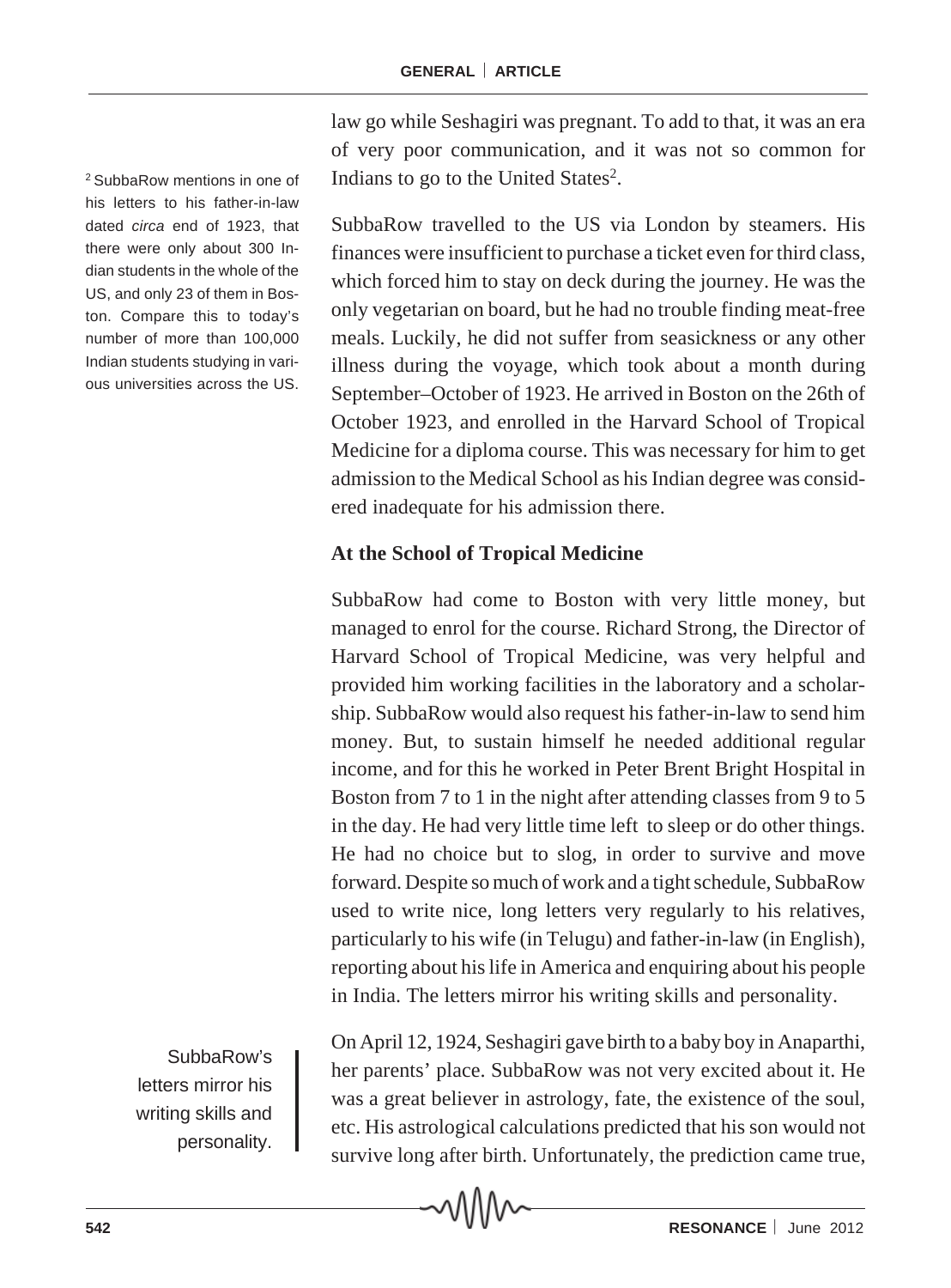law go while Seshagiri was pregnant. To add to that, it was an era of very poor communication, and it was not so common for Indians to go to the United States[2].

[2] SubbaRow mentions in one of his letters to his father-in-law dated *circa* end of 1923, that there were only about 300 Indian students in the whole of the US, and only 23 of them in Boston. Compare this to today's number of more than 100,000 Indian students studying in various universities across the US.

SubbaRow travelled to the US via London by steamers. His finances were insufficient to purchase a ticket even for third class, which forced him to stay on deck during the journey. He was the only vegetarian on board, but he had no trouble finding meat-free meals. Luckily, he did not suffer from seasickness or any other illness during the voyage, which took about a month during September–October of 1923. He arrived in Boston on the 26th of October 1923, and enrolled in the Harvard School of Tropical Medicine for a diploma course. This was necessary for him to get admission to the Medical School as his Indian degree was considered inadequate for his admission there.

### At the School of Tropical Medicine

SubbaRow had come to Boston with very little money, but managed to enrol for the course. Richard Strong, the Director of Harvard School of Tropical Medicine, was very helpful and provided him working facilities in the laboratory and a scholarship. SubbaRow would also request his father-in-law to send him money. But, to sustain himself he needed additional regular income, and for this he worked in Peter Brent Bright Hospital in Boston from 7 to 1 in the night after attending classes from 9 to 5 in the day. He had very little time left to sleep or do other things. He had no choice but to slog, in order to survive and move forward. Despite so much of work and a tight schedule, SubbaRow used to write nice, long letters very regularly to his relatives, particularly to his wife (in Telugu) and father-in-law (in English), reporting about his life in America and enquiring about his people in India. The letters mirror his writing skills and personality.

SubbaRow's letters mirror his writing skills and personality.

On April 12, 1924, Seshagiri gave birth to a baby boy in Anaparthi, her parents' place. SubbaRow was not very excited about it. He was a great believer in astrology, fate, the existence of the soul, etc. His astrological calculations predicted that his son would not survive long after birth. Unfortunately, the prediction came true,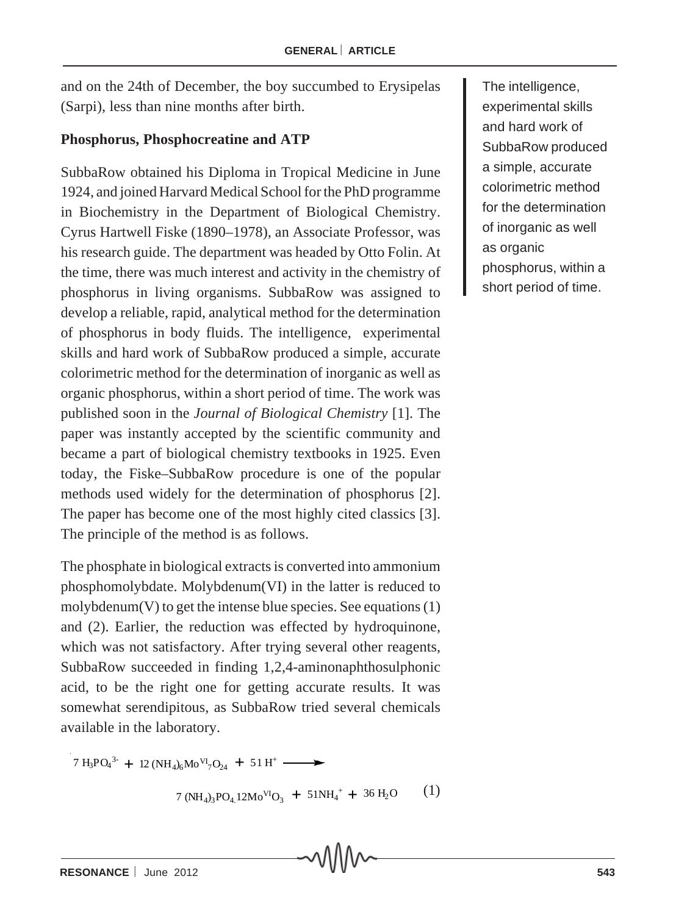and on the 24th of December, the boy succumbed to Erysipelas (Sarpi), less than nine months after birth.

### Phosphorus, Phosphocreatine and ATP

SubbaRow obtained his Diploma in Tropical Medicine in June 1924, and joined Harvard Medical School for the PhD programme in Biochemistry in the Department of Biological Chemistry. Cyrus Hartwell Fiske (1890–1978), an Associate Professor, was his research guide. The department was headed by Otto Folin. At the time, there was much interest and activity in the chemistry of phosphorus in living organisms. SubbaRow was assigned to develop a reliable, rapid, analytical method for the determination of phosphorus in body fluids. The intelligence, experimental skills and hard work of SubbaRow produced a simple, accurate colorimetric method for the determination of inorganic as well as organic phosphorus, within a short period of time. The work was published soon in the *Journal of Biological Chemistry* [1]. The paper was instantly accepted by the scientific community and became a part of biological chemistry textbooks in 1925. Even today, the Fiske–SubbaRow procedure is one of the popular methods used widely for the determination of phosphorus [2]. The paper has become one of the most highly cited classics [3]. The principle of the method is as follows.

> The intelligence, experimental skills and hard work of SubbaRow produced a simple, accurate colorimetric method for the determination of inorganic as well as organic phosphorus, within a short period of time.

The phosphate in biological extracts is converted into ammonium phosphomolybdate. Molybdenum(VI) in the latter is reduced to molybdenum(V) to get the intense blue species. See equations (1) and (2). Earlier, the reduction was effected by hydroquinone, which was not satisfactory. After trying several other reagents, SubbaRow succeeded in finding 1,2,4-aminonaphthosulphonic acid, to be the right one for getting accurate results. It was somewhat serendipitous, as SubbaRow tried several chemicals available in the laboratory.

$$7\ H_3PO_4^{3-} + 12\ (NH_4)_6Mo^{VI}{}_7O_{24} + 51\ H^+ \longrightarrow 7\ (NH_4)_3PO_4.12Mo^{VI}O_3 + 51NH_4^+ + 36\ H_2O \qquad (1)$$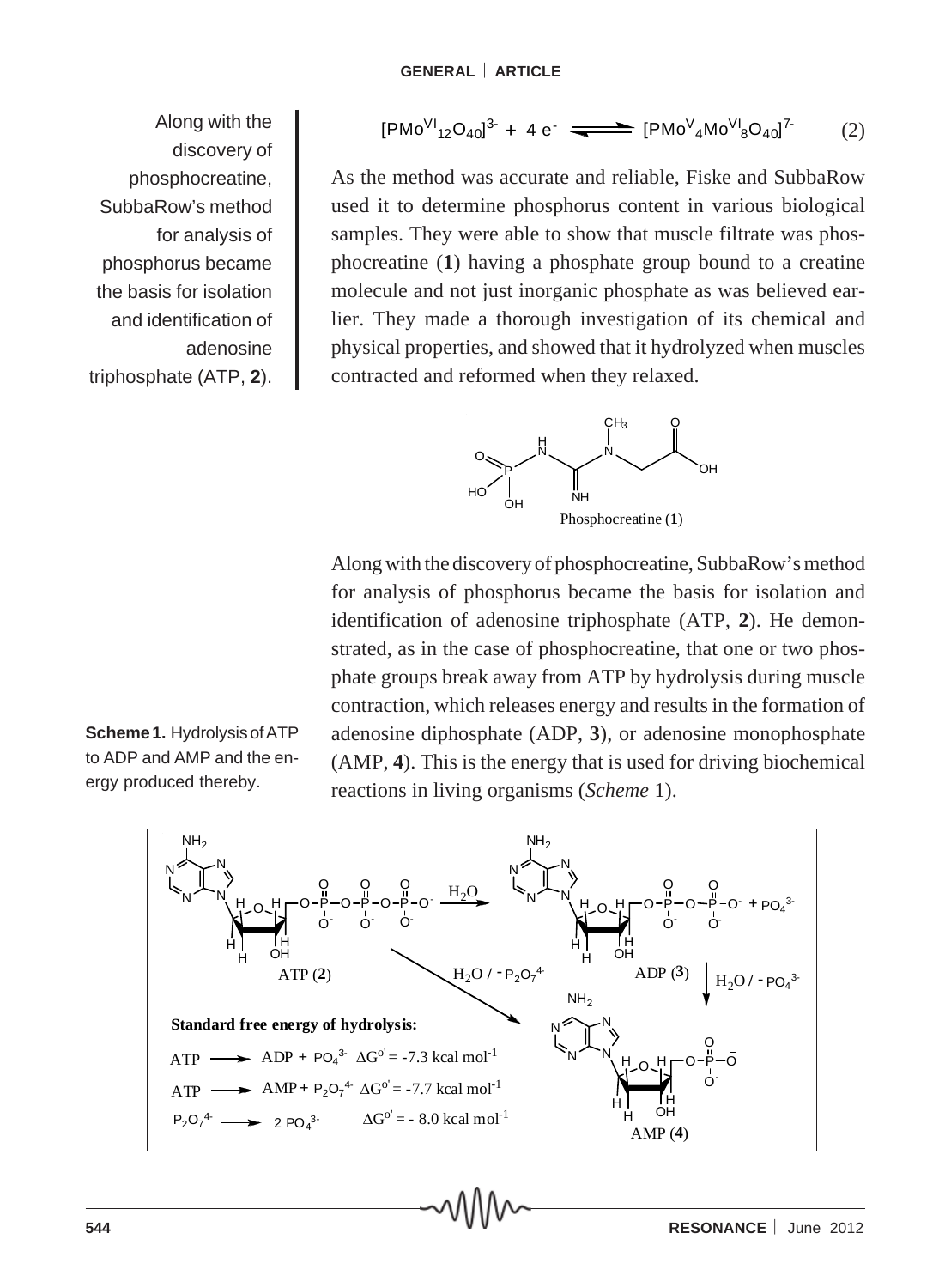$$[PMo^{VI}_{12}O_{40}]^{3-} + 4\,e^- \rightleftharpoons [PMo^{V}_4Mo^{VI}_8O_{40}]^{7-} \qquad (2)$$

As the method was accurate and reliable, Fiske and SubbaRow used it to determine phosphorus content in various biological samples. They were able to show that muscle filtrate was phosphocreatine (**1**) having a phosphate group bound to a creatine molecule and not just inorganic phosphate as was believed earlier. They made a thorough investigation of its chemical and physical properties, and showed that it hydrolyzed when muscles contracted and reformed when they relaxed.

Phosphocreatine (**1**)

Along with the discovery of phosphocreatine, SubbaRow's method for analysis of phosphorus became the basis for isolation and identification of adenosine triphosphate (ATP, **2**). He demonstrated, as in the case of phosphocreatine, that one or two phosphate groups break away from ATP by hydrolysis during muscle contraction, which releases energy and results in the formation of adenosine diphosphate (ADP, **3**), or adenosine monophosphate (AMP, **4**). This is the energy that is used for driving biochemical reactions in living organisms (*Scheme* 1).

**Scheme 1.** Hydrolysis of ATP to ADP and AMP and the energy produced thereby.

ATP (**2**) $\xrightarrow{H_2O}$ ADP (**3**) + $PO_4^{3-}$

ATP (**2**) $\xrightarrow{H_2O\,/\,-P_2O_7^{4-}}$ AMP (**4**)

ADP (**3**) $\xrightarrow{H_2O\,/\,-PO_4^{3-}}$ AMP (**4**)

**Standard free energy of hydrolysis:**

ATP $\longrightarrow$ ADP + $PO_4^{3-}$ $\quad \Delta G^{o'} = -7.3$ kcal mol$^{-1}$

ATP $\longrightarrow$ AMP + $P_2O_7^{4-}$ $\quad \Delta G^{o'} = -7.7$ kcal mol$^{-1}$

$P_2O_7^{4-}$ $\longrightarrow$ 2 $PO_4^{3-}$ $\quad \Delta G^{o'} = -8.0$ kcal mol$^{-1}$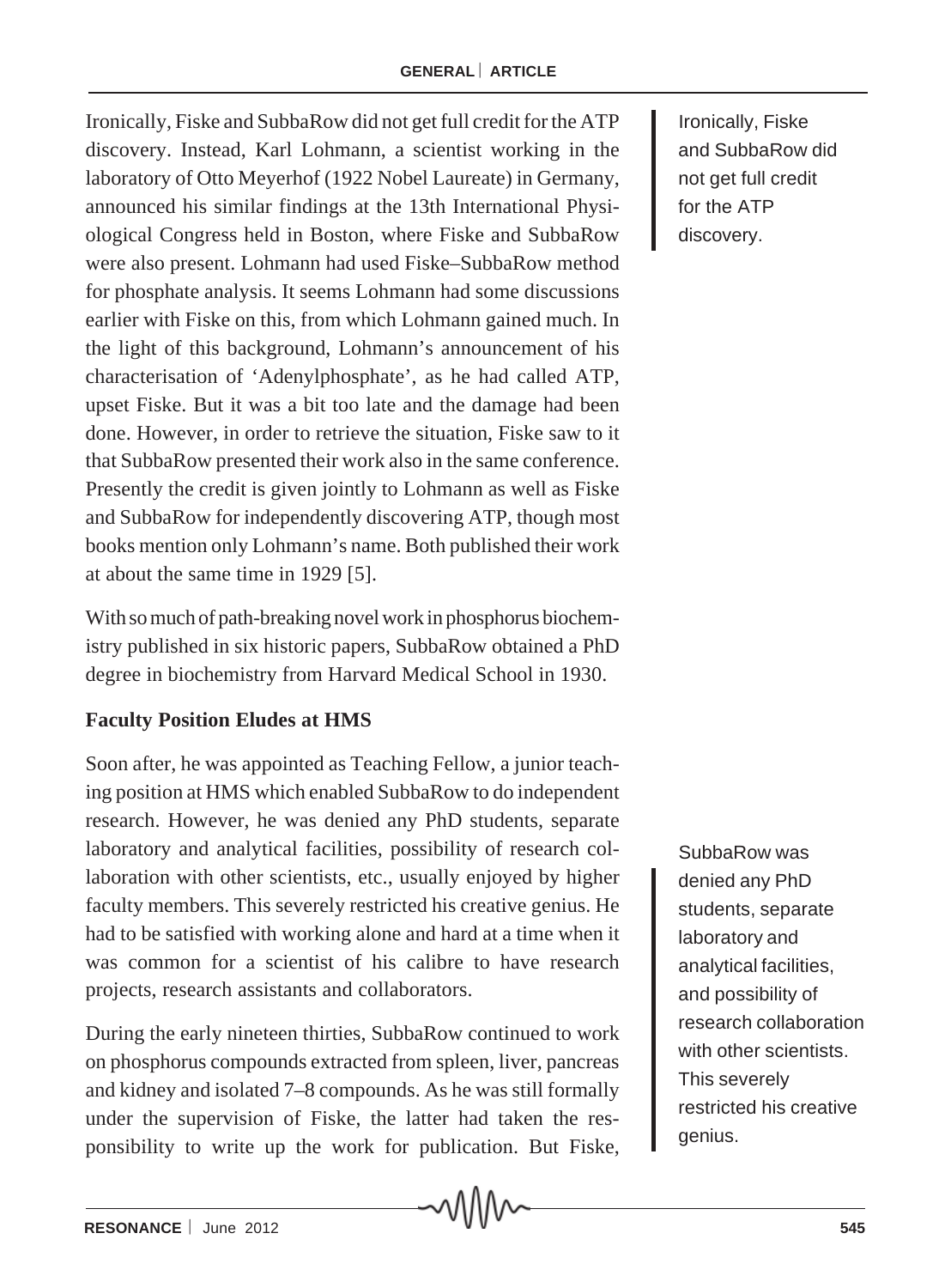Ironically, Fiske and SubbaRow did not get full credit for the ATP discovery. Instead, Karl Lohmann, a scientist working in the laboratory of Otto Meyerhof (1922 Nobel Laureate) in Germany, announced his similar findings at the 13th International Physiological Congress held in Boston, where Fiske and SubbaRow were also present. Lohmann had used Fiske–SubbaRow method for phosphate analysis. It seems Lohmann had some discussions earlier with Fiske on this, from which Lohmann gained much. In the light of this background, Lohmann's announcement of his characterisation of 'Adenylphosphate', as he had called ATP, upset Fiske. But it was a bit too late and the damage had been done. However, in order to retrieve the situation, Fiske saw to it that SubbaRow presented their work also in the same conference. Presently the credit is given jointly to Lohmann as well as Fiske and SubbaRow for independently discovering ATP, though most books mention only Lohmann's name. Both published their work at about the same time in 1929 [5].

> Ironically, Fiske and SubbaRow did not get full credit for the ATP discovery.

With so much of path-breaking novel work in phosphorus biochemistry published in six historic papers, SubbaRow obtained a PhD degree in biochemistry from Harvard Medical School in 1930.

**Faculty Position Eludes at HMS**

Soon after, he was appointed as Teaching Fellow, a junior teaching position at HMS which enabled SubbaRow to do independent research. However, he was denied any PhD students, separate laboratory and analytical facilities, possibility of research collaboration with other scientists, etc., usually enjoyed by higher faculty members. This severely restricted his creative genius. He had to be satisfied with working alone and hard at a time when it was common for a scientist of his calibre to have research projects, research assistants and collaborators.

> SubbaRow was denied any PhD students, separate laboratory and analytical facilities, and possibility of research collaboration with other scientists. This severely restricted his creative genius.

During the early nineteen thirties, SubbaRow continued to work on phosphorus compounds extracted from spleen, liver, pancreas and kidney and isolated 7–8 compounds. As he was still formally under the supervision of Fiske, the latter had taken the responsibility to write up the work for publication. But Fiske,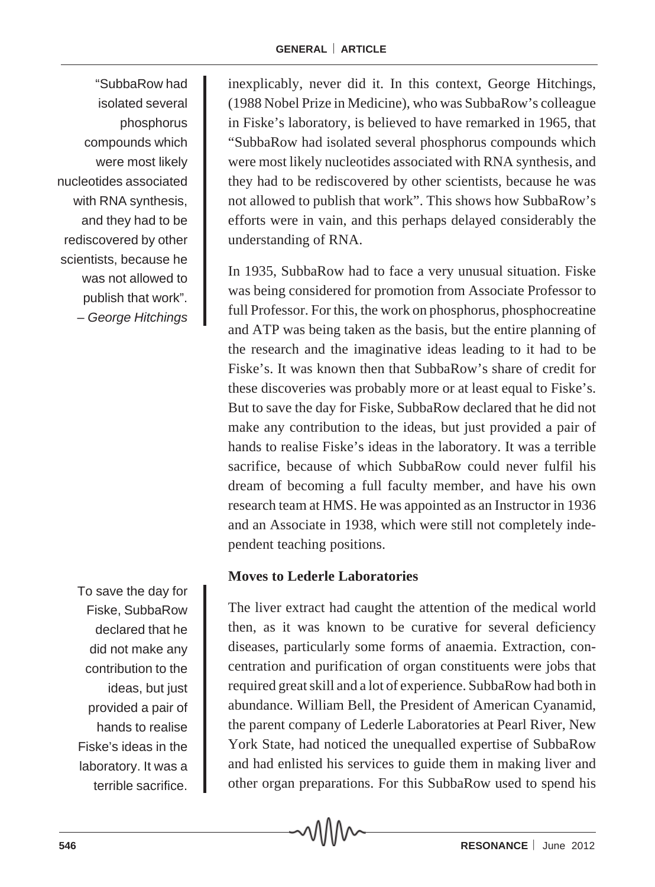inexplicably, never did it. In this context, George Hitchings, (1988 Nobel Prize in Medicine), who was SubbaRow's colleague in Fiske's laboratory, is believed to have remarked in 1965, that "SubbaRow had isolated several phosphorus compounds which were most likely nucleotides associated with RNA synthesis, and they had to be rediscovered by other scientists, because he was not allowed to publish that work". This shows how SubbaRow's efforts were in vain, and this perhaps delayed considerably the understanding of RNA.

> "SubbaRow had isolated several phosphorus compounds which were most likely nucleotides associated with RNA synthesis, and they had to be rediscovered by other scientists, because he was not allowed to publish that work".
> – *George Hitchings*

In 1935, SubbaRow had to face a very unusual situation. Fiske was being considered for promotion from Associate Professor to full Professor. For this, the work on phosphorus, phosphocreatine and ATP was being taken as the basis, but the entire planning of the research and the imaginative ideas leading to it had to be Fiske's. It was known then that SubbaRow's share of credit for these discoveries was probably more or at least equal to Fiske's. But to save the day for Fiske, SubbaRow declared that he did not make any contribution to the ideas, but just provided a pair of hands to realise Fiske's ideas in the laboratory. It was a terrible sacrifice, because of which SubbaRow could never fulfil his dream of becoming a full faculty member, and have his own research team at HMS. He was appointed as an Instructor in 1936 and an Associate in 1938, which were still not completely independent teaching positions.

> To save the day for Fiske, SubbaRow declared that he did not make any contribution to the ideas, but just provided a pair of hands to realise Fiske's ideas in the laboratory. It was a terrible sacrifice.

**Moves to Lederle Laboratories**

The liver extract had caught the attention of the medical world then, as it was known to be curative for several deficiency diseases, particularly some forms of anaemia. Extraction, concentration and purification of organ constituents were jobs that required great skill and a lot of experience. SubbaRow had both in abundance. William Bell, the President of American Cyanamid, the parent company of Lederle Laboratories at Pearl River, New York State, had noticed the unequalled expertise of SubbaRow and had enlisted his services to guide them in making liver and other organ preparations. For this SubbaRow used to spend his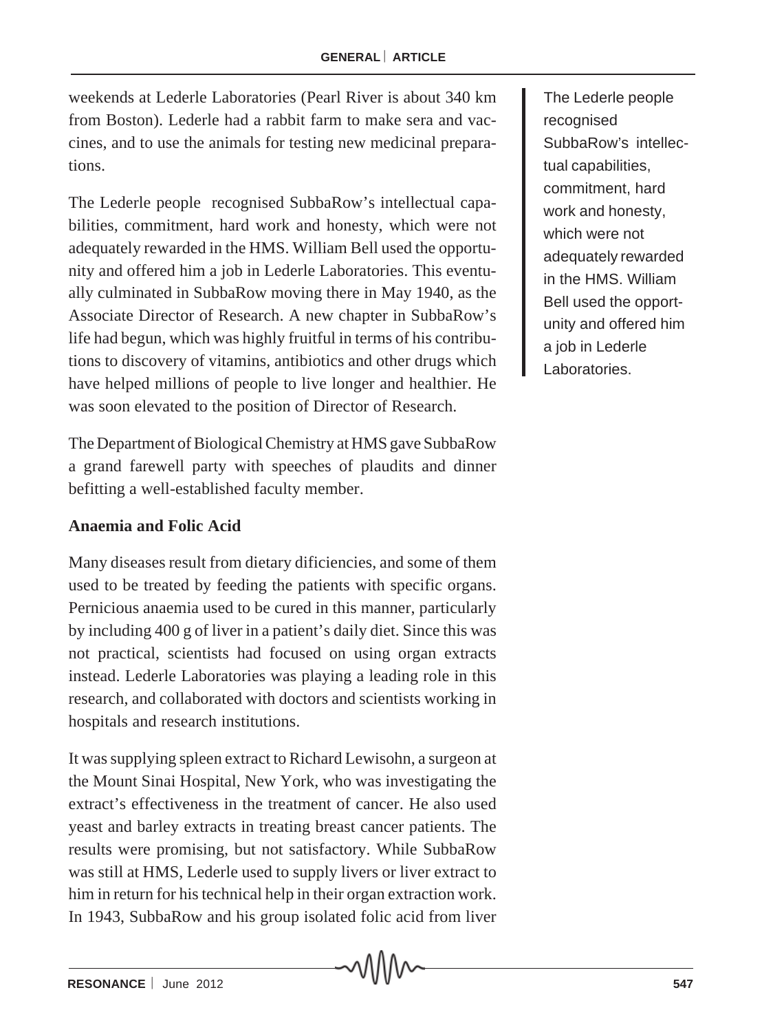weekends at Lederle Laboratories (Pearl River is about 340 km from Boston). Lederle had a rabbit farm to make sera and vaccines, and to use the animals for testing new medicinal preparations.

The Lederle people recognised SubbaRow's intellectual capabilities, commitment, hard work and honesty, which were not adequately rewarded in the HMS. William Bell used the opportunity and offered him a job in Lederle Laboratories. This eventually culminated in SubbaRow moving there in May 1940, as the Associate Director of Research. A new chapter in SubbaRow's life had begun, which was highly fruitful in terms of his contributions to discovery of vitamins, antibiotics and other drugs which have helped millions of people to live longer and healthier. He was soon elevated to the position of Director of Research.

> The Lederle people recognised SubbaRow's intellectual capabilities, commitment, hard work and honesty, which were not adequately rewarded in the HMS. William Bell used the opportunity and offered him a job in Lederle Laboratories.

The Department of Biological Chemistry at HMS gave SubbaRow a grand farewell party with speeches of plaudits and dinner befitting a well-established faculty member.

## Anaemia and Folic Acid

Many diseases result from dietary dificiencies, and some of them used to be treated by feeding the patients with specific organs. Pernicious anaemia used to be cured in this manner, particularly by including 400 g of liver in a patient's daily diet. Since this was not practical, scientists had focused on using organ extracts instead. Lederle Laboratories was playing a leading role in this research, and collaborated with doctors and scientists working in hospitals and research institutions.

It was supplying spleen extract to Richard Lewisohn, a surgeon at the Mount Sinai Hospital, New York, who was investigating the extract's effectiveness in the treatment of cancer. He also used yeast and barley extracts in treating breast cancer patients. The results were promising, but not satisfactory. While SubbaRow was still at HMS, Lederle used to supply livers or liver extract to him in return for his technical help in their organ extraction work. In 1943, SubbaRow and his group isolated folic acid from liver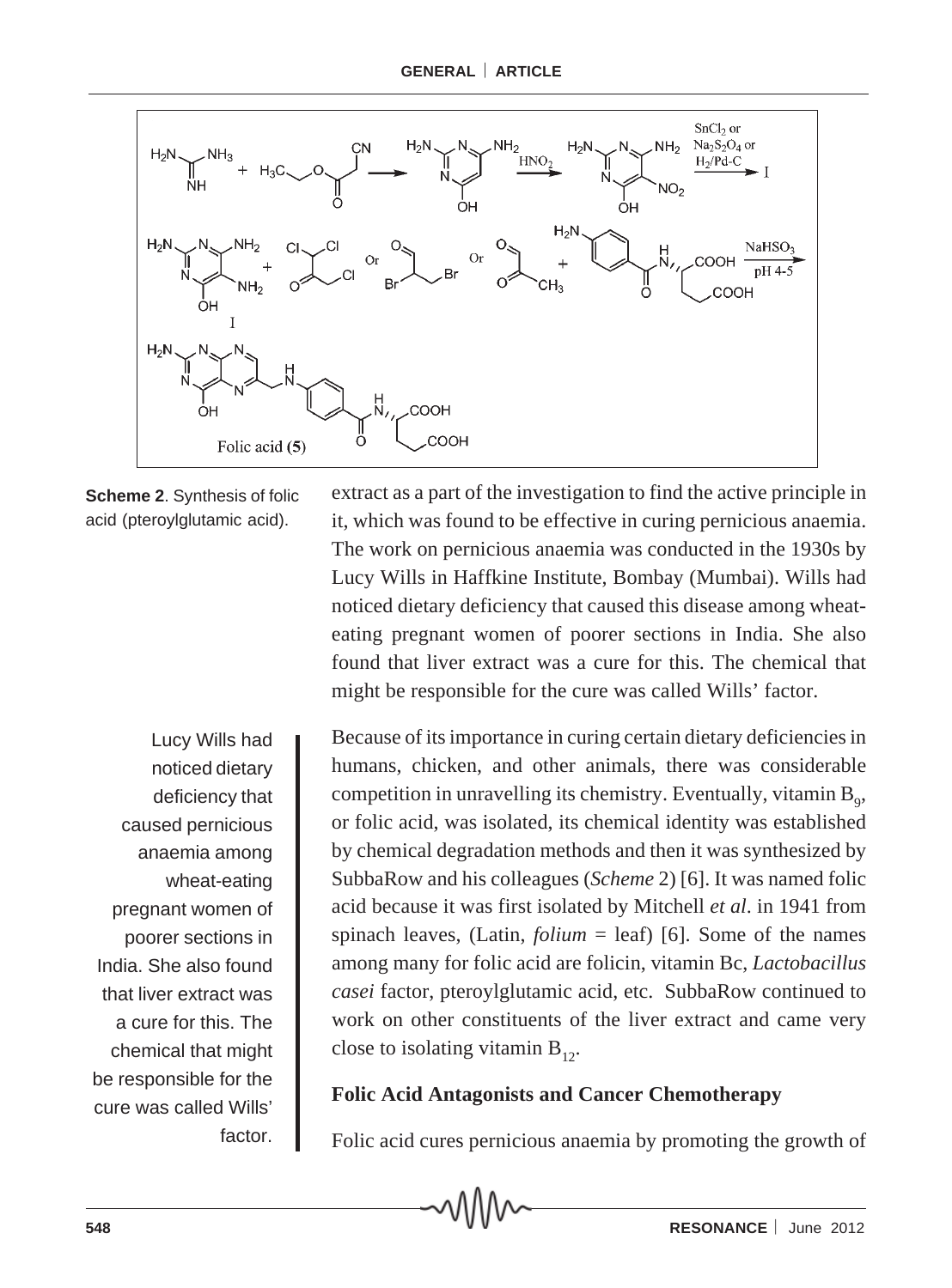Scheme 2. Synthesis of folic acid (pteroylglutamic acid).

extract as a part of the investigation to find the active principle in it, which was found to be effective in curing pernicious anaemia. The work on pernicious anaemia was conducted in the 1930s by Lucy Wills in Haffkine Institute, Bombay (Mumbai). Wills had noticed dietary deficiency that caused this disease among wheat-eating pregnant women of poorer sections in India. She also found that liver extract was a cure for this. The chemical that might be responsible for the cure was called Wills' factor.

> Lucy Wills had noticed dietary deficiency that caused pernicious anaemia among wheat-eating pregnant women of poorer sections in India. She also found that liver extract was a cure for this. The chemical that might be responsible for the cure was called Wills' factor.

Because of its importance in curing certain dietary deficiencies in humans, chicken, and other animals, there was considerable competition in unravelling its chemistry. Eventually, vitamin $B_9$, or folic acid, was isolated, its chemical identity was established by chemical degradation methods and then it was synthesized by SubbaRow and his colleagues (*Scheme* 2) [6]. It was named folic acid because it was first isolated by Mitchell *et al*. in 1941 from spinach leaves, (Latin, *folium* = leaf) [6]. Some of the names among many for folic acid are folicin, vitamin Bc, *Lactobacillus casei* factor, pteroylglutamic acid, etc. SubbaRow continued to work on other constituents of the liver extract and came very close to isolating vitamin $B_{12}$.

## Folic Acid Antagonists and Cancer Chemotherapy

Folic acid cures pernicious anaemia by promoting the growth of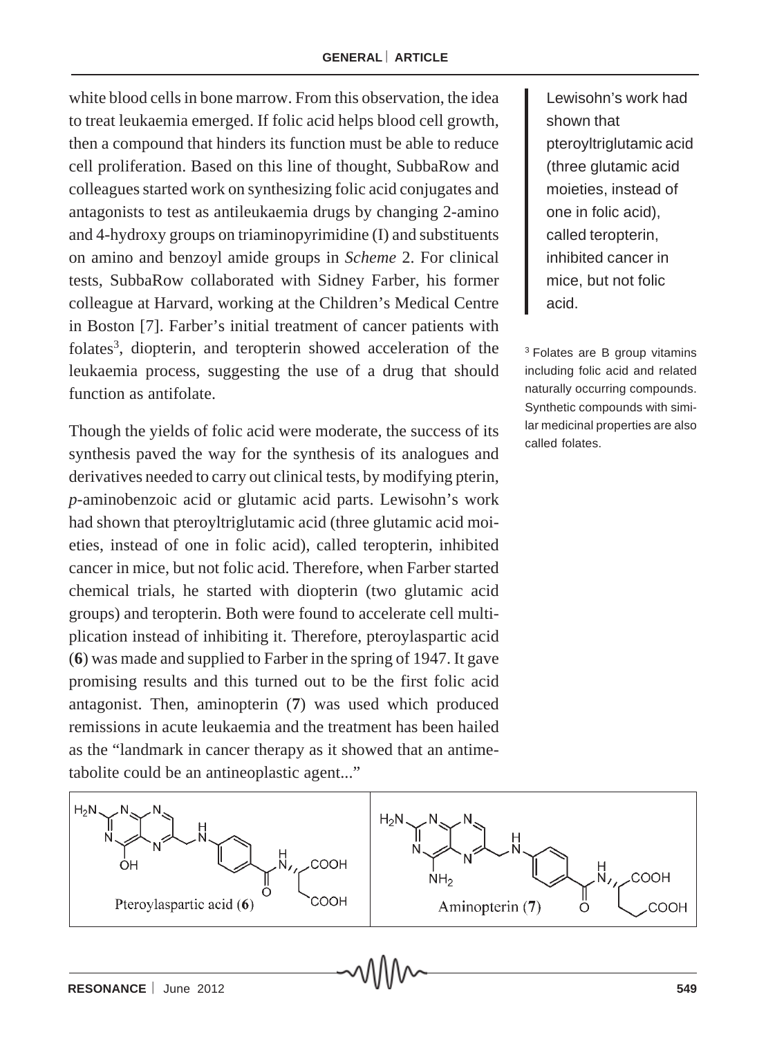white blood cells in bone marrow. From this observation, the idea to treat leukaemia emerged. If folic acid helps blood cell growth, then a compound that hinders its function must be able to reduce cell proliferation. Based on this line of thought, SubbaRow and colleagues started work on synthesizing folic acid conjugates and antagonists to test as antileukaemia drugs by changing 2-amino and 4-hydroxy groups on triaminopyrimidine (I) and substituents on amino and benzoyl amide groups in *Scheme* 2. For clinical tests, SubbaRow collaborated with Sidney Farber, his former colleague at Harvard, working at the Children's Medical Centre in Boston [7]. Farber's initial treatment of cancer patients with folates[3], diopterin, and teropterin showed acceleration of the leukaemia process, suggesting the use of a drug that should function as antifolate.

> Lewisohn's work had shown that pteroyltriglutamic acid (three glutamic acid moieties, instead of one in folic acid), called teropterin, inhibited cancer in mice, but not folic acid.

[3] Folates are B group vitamins including folic acid and related naturally occurring compounds. Synthetic compounds with similar medicinal properties are also called folates.

Though the yields of folic acid were moderate, the success of its synthesis paved the way for the synthesis of its analogues and derivatives needed to carry out clinical tests, by modifying pterin, *p*-aminobenzoic acid or glutamic acid parts. Lewisohn's work had shown that pteroyltriglutamic acid (three glutamic acid moieties, instead of one in folic acid), called teropterin, inhibited cancer in mice, but not folic acid. Therefore, when Farber started chemical trials, he started with diopterin (two glutamic acid groups) and teropterin. Both were found to accelerate cell multiplication instead of inhibiting it. Therefore, pteroylaspartic acid (**6**) was made and supplied to Farber in the spring of 1947. It gave promising results and this turned out to be the first folic acid antagonist. Then, aminopterin (**7**) was used which produced remissions in acute leukaemia and the treatment has been hailed as the "landmark in cancer therapy as it showed that an antimetabolite could be an antineoplastic agent..."

Pteroylaspartic acid (**6**)

Aminopterin (**7**)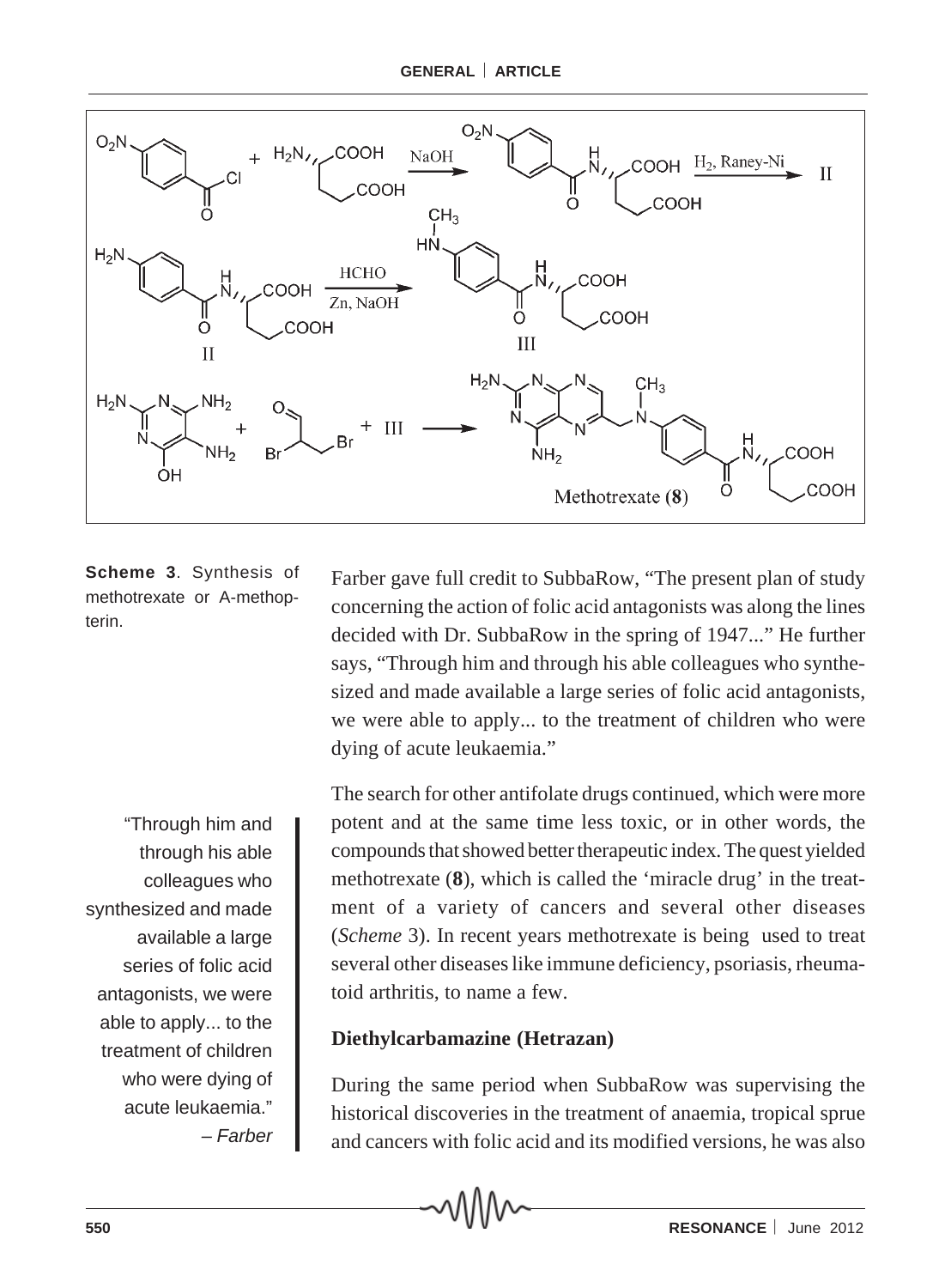**Scheme 3**. Synthesis of methotrexate or A-methopterin.

Farber gave full credit to SubbaRow, "The present plan of study concerning the action of folic acid antagonists was along the lines decided with Dr. SubbaRow in the spring of 1947..." He further says, "Through him and through his able colleagues who synthesized and made available a large series of folic acid antagonists, we were able to apply... to the treatment of children who were dying of acute leukaemia."

> "Through him and through his able colleagues who synthesized and made available a large series of folic acid antagonists, we were able to apply... to the treatment of children who were dying of acute leukaemia."
> – *Farber*

The search for other antifolate drugs continued, which were more potent and at the same time less toxic, or in other words, the compounds that showed better therapeutic index. The quest yielded methotrexate (**8**), which is called the 'miracle drug' in the treatment of a variety of cancers and several other diseases (*Scheme* 3). In recent years methotrexate is being used to treat several other diseases like immune deficiency, psoriasis, rheumatoid arthritis, to name a few.

### Diethylcarbamazine (Hetrazan)

During the same period when SubbaRow was supervising the historical discoveries in the treatment of anaemia, tropical sprue and cancers with folic acid and its modified versions, he was also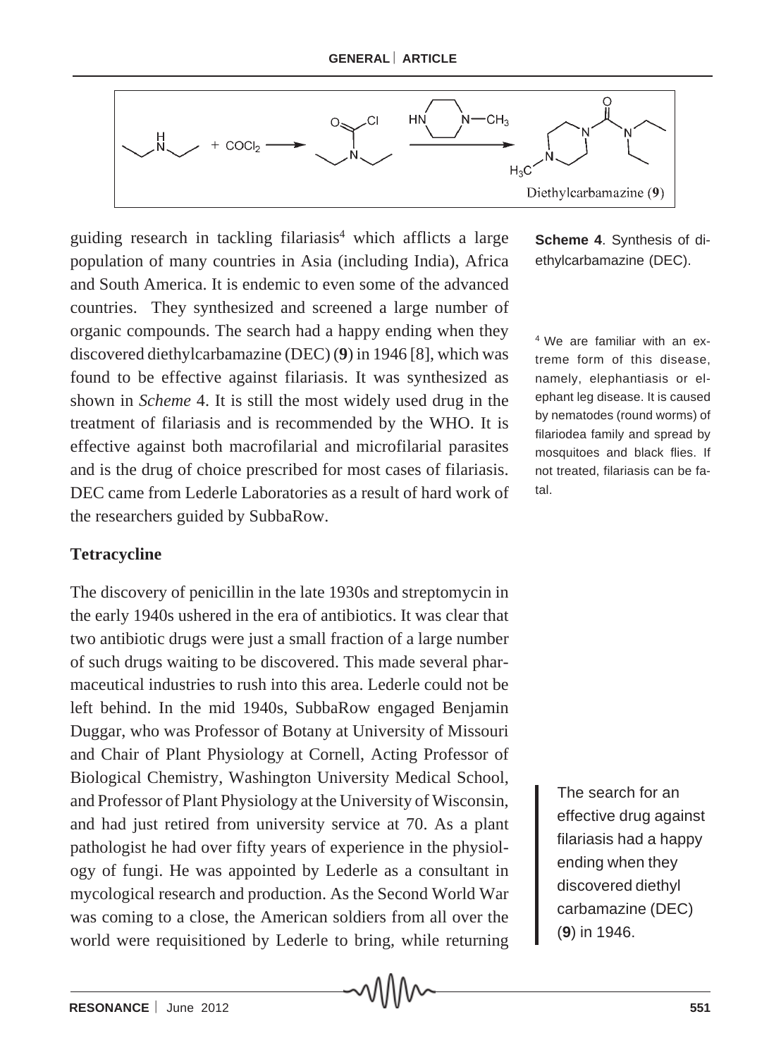Scheme 4. Synthesis of diethylcarbamazine (DEC).

guiding research in tackling filariasis[4] which afflicts a large population of many countries in Asia (including India), Africa and South America. It is endemic to even some of the advanced countries. They synthesized and screened a large number of organic compounds. The search had a happy ending when they discovered diethylcarbamazine (DEC) (**9**) in 1946 [8], which was found to be effective against filariasis. It was synthesized as shown in *Scheme* 4. It is still the most widely used drug in the treatment of filariasis and is recommended by the WHO. It is effective against both macrofilarial and microfilarial parasites and is the drug of choice prescribed for most cases of filariasis. DEC came from Lederle Laboratories as a result of hard work of the researchers guided by SubbaRow.

[4] We are familiar with an extreme form of this disease, namely, elephantiasis or elephant leg disease. It is caused by nematodes (round worms) of filariodea family and spread by mosquitoes and black flies. If not treated, filariasis can be fatal.

## Tetracycline

The discovery of penicillin in the late 1930s and streptomycin in the early 1940s ushered in the era of antibiotics. It was clear that two antibiotic drugs were just a small fraction of a large number of such drugs waiting to be discovered. This made several pharmaceutical industries to rush into this area. Lederle could not be left behind. In the mid 1940s, SubbaRow engaged Benjamin Duggar, who was Professor of Botany at University of Missouri and Chair of Plant Physiology at Cornell, Acting Professor of Biological Chemistry, Washington University Medical School, and Professor of Plant Physiology at the University of Wisconsin, and had just retired from university service at 70. As a plant pathologist he had over fifty years of experience in the physiology of fungi. He was appointed by Lederle as a consultant in mycological research and production. As the Second World War was coming to a close, the American soldiers from all over the world were requisitioned by Lederle to bring, while returning

> The search for an effective drug against filariasis had a happy ending when they discovered diethyl carbamazine (DEC) (**9**) in 1946.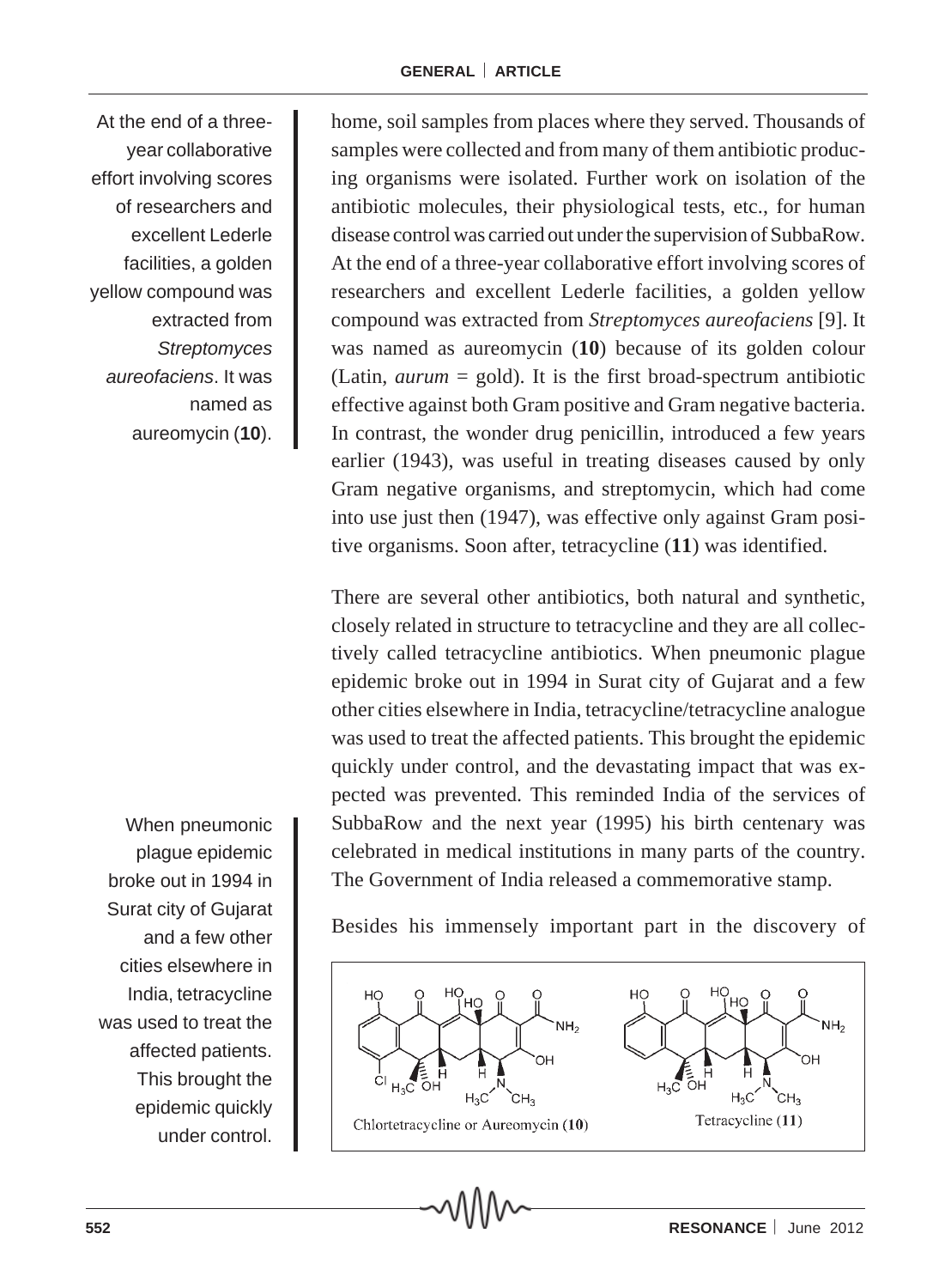home, soil samples from places where they served. Thousands of samples were collected and from many of them antibiotic producing organisms were isolated. Further work on isolation of the antibiotic molecules, their physiological tests, etc., for human disease control was carried out under the supervision of SubbaRow. At the end of a three-year collaborative effort involving scores of researchers and excellent Lederle facilities, a golden yellow compound was extracted from *Streptomyces aureofaciens* [9]. It was named as aureomycin (**10**) because of its golden colour (Latin, *aurum* = gold). It is the first broad-spectrum antibiotic effective against both Gram positive and Gram negative bacteria. In contrast, the wonder drug penicillin, introduced a few years earlier (1943), was useful in treating diseases caused by only Gram negative organisms, and streptomycin, which had come into use just then (1947), was effective only against Gram positive organisms. Soon after, tetracycline (**11**) was identified.

At the end of a three-year collaborative effort involving scores of researchers and excellent Lederle facilities, a golden yellow compound was extracted from *Streptomyces aureofaciens*. It was named as aureomycin (**10**).

There are several other antibiotics, both natural and synthetic, closely related in structure to tetracycline and they are all collectively called tetracycline antibiotics. When pneumonic plague epidemic broke out in 1994 in Surat city of Gujarat and a few other cities elsewhere in India, tetracycline/tetracycline analogue was used to treat the affected patients. This brought the epidemic quickly under control, and the devastating impact that was expected was prevented. This reminded India of the services of SubbaRow and the next year (1995) his birth centenary was celebrated in medical institutions in many parts of the country. The Government of India released a commemorative stamp.

When pneumonic plague epidemic broke out in 1994 in Surat city of Gujarat and a few other cities elsewhere in India, tetracycline was used to treat the affected patients. This brought the epidemic quickly under control.

Besides his immensely important part in the discovery of

Chlortetracycline or Aureomycin (**10**)

Tetracycline (**11**)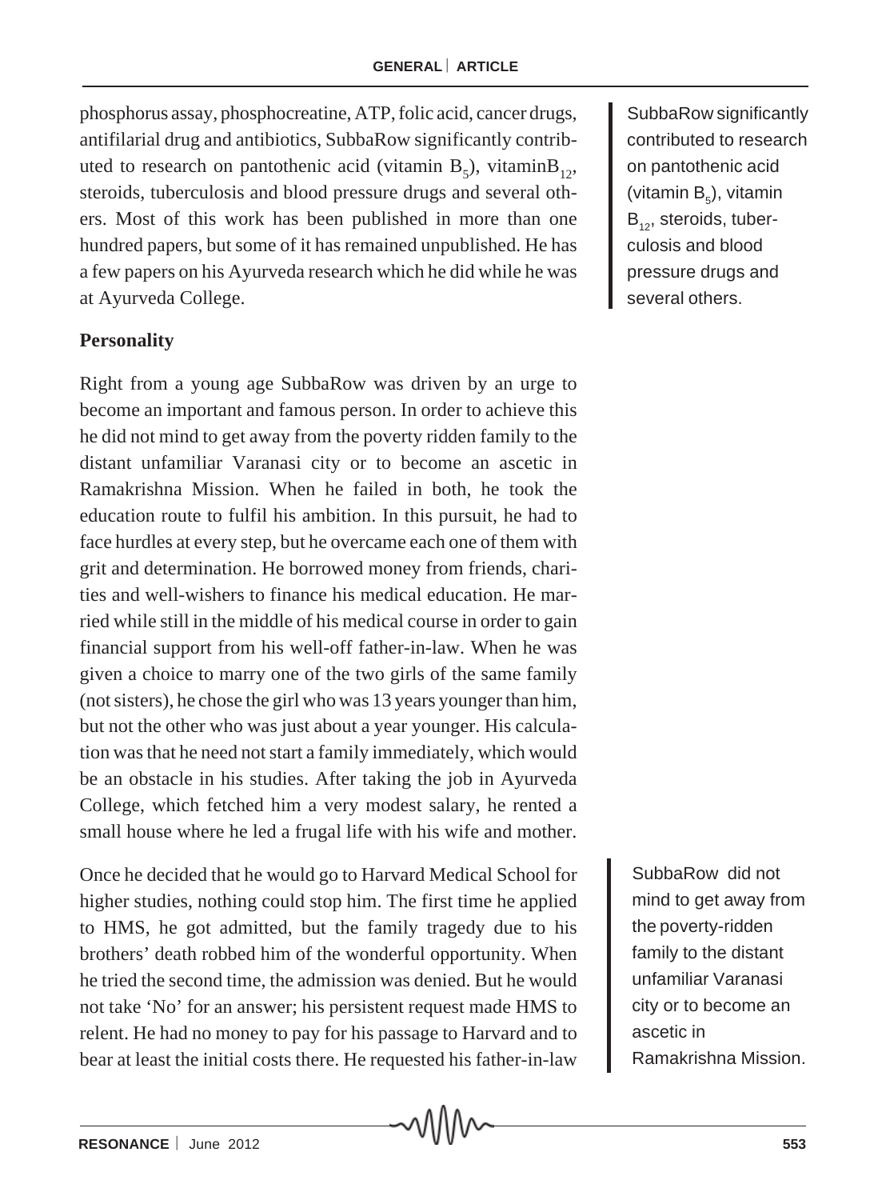phosphorus assay, phosphocreatine, ATP, folic acid, cancer drugs, antifilarial drug and antibiotics, SubbaRow significantly contributed to research on pantothenic acid (vitamin $B_5$), vitamin$B_{12}$, steroids, tuberculosis and blood pressure drugs and several others. Most of this work has been published in more than one hundred papers, but some of it has remained unpublished. He has a few papers on his Ayurveda research which he did while he was at Ayurveda College.

> SubbaRow significantly contributed to research on pantothenic acid (vitamin $B_5$), vitamin $B_{12}$, steroids, tuberculosis and blood pressure drugs and several others.

**Personality**

Right from a young age SubbaRow was driven by an urge to become an important and famous person. In order to achieve this he did not mind to get away from the poverty ridden family to the distant unfamiliar Varanasi city or to become an ascetic in Ramakrishna Mission. When he failed in both, he took the education route to fulfil his ambition. In this pursuit, he had to face hurdles at every step, but he overcame each one of them with grit and determination. He borrowed money from friends, charities and well-wishers to finance his medical education. He married while still in the middle of his medical course in order to gain financial support from his well-off father-in-law. When he was given a choice to marry one of the two girls of the same family (not sisters), he chose the girl who was 13 years younger than him, but not the other who was just about a year younger. His calculation was that he need not start a family immediately, which would be an obstacle in his studies. After taking the job in Ayurveda College, which fetched him a very modest salary, he rented a small house where he led a frugal life with his wife and mother.

> SubbaRow did not mind to get away from the poverty-ridden family to the distant unfamiliar Varanasi city or to become an ascetic in Ramakrishna Mission.

Once he decided that he would go to Harvard Medical School for higher studies, nothing could stop him. The first time he applied to HMS, he got admitted, but the family tragedy due to his brothers' death robbed him of the wonderful opportunity. When he tried the second time, the admission was denied. But he would not take 'No' for an answer; his persistent request made HMS to relent. He had no money to pay for his passage to Harvard and to bear at least the initial costs there. He requested his father-in-law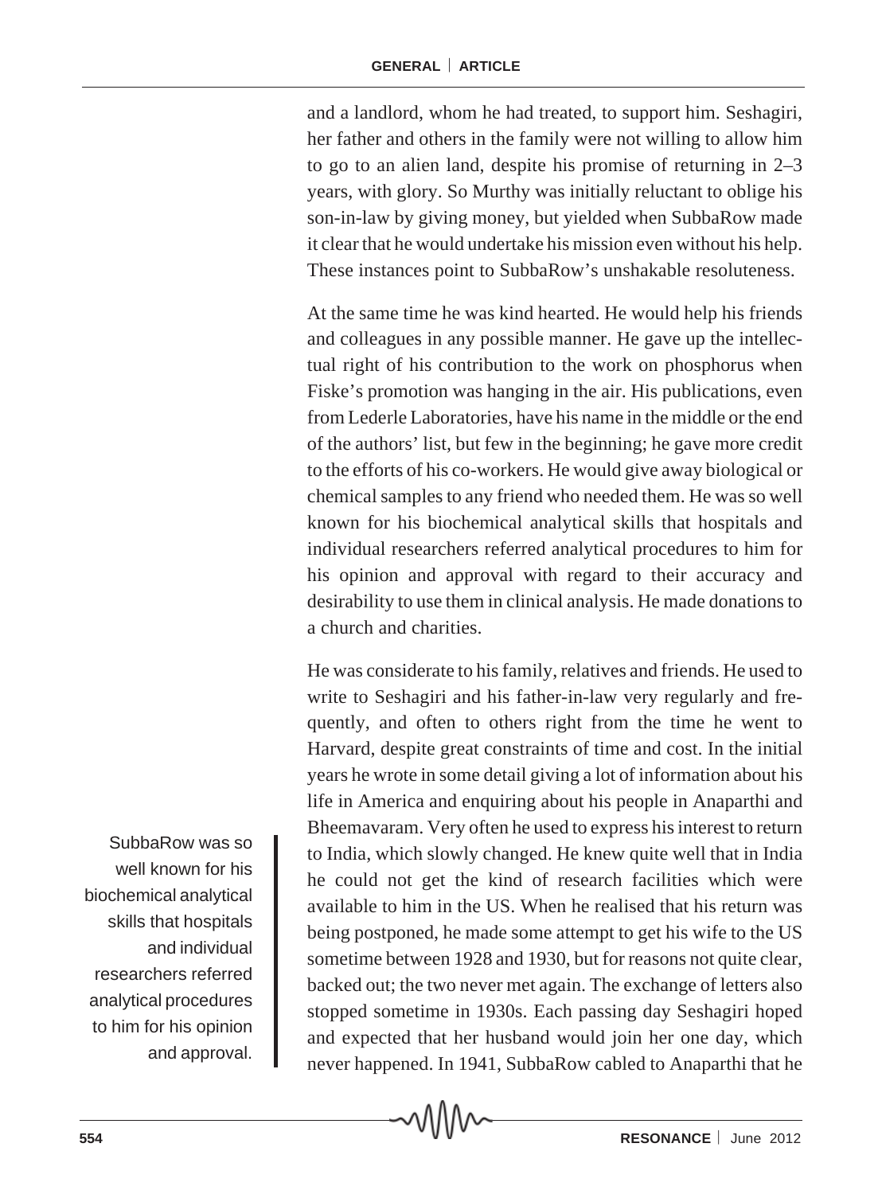and a landlord, whom he had treated, to support him. Seshagiri, her father and others in the family were not willing to allow him to go to an alien land, despite his promise of returning in 2–3 years, with glory. So Murthy was initially reluctant to oblige his son-in-law by giving money, but yielded when SubbaRow made it clear that he would undertake his mission even without his help. These instances point to SubbaRow's unshakable resoluteness.

At the same time he was kind hearted. He would help his friends and colleagues in any possible manner. He gave up the intellectual right of his contribution to the work on phosphorus when Fiske's promotion was hanging in the air. His publications, even from Lederle Laboratories, have his name in the middle or the end of the authors' list, but few in the beginning; he gave more credit to the efforts of his co-workers. He would give away biological or chemical samples to any friend who needed them. He was so well known for his biochemical analytical skills that hospitals and individual researchers referred analytical procedures to him for his opinion and approval with regard to their accuracy and desirability to use them in clinical analysis. He made donations to a church and charities.

SubbaRow was so well known for his biochemical analytical skills that hospitals and individual researchers referred analytical procedures to him for his opinion and approval.

He was considerate to his family, relatives and friends. He used to write to Seshagiri and his father-in-law very regularly and frequently, and often to others right from the time he went to Harvard, despite great constraints of time and cost. In the initial years he wrote in some detail giving a lot of information about his life in America and enquiring about his people in Anaparthi and Bheemavaram. Very often he used to express his interest to return to India, which slowly changed. He knew quite well that in India he could not get the kind of research facilities which were available to him in the US. When he realised that his return was being postponed, he made some attempt to get his wife to the US sometime between 1928 and 1930, but for reasons not quite clear, backed out; the two never met again. The exchange of letters also stopped sometime in 1930s. Each passing day Seshagiri hoped and expected that her husband would join her one day, which never happened. In 1941, SubbaRow cabled to Anaparthi that he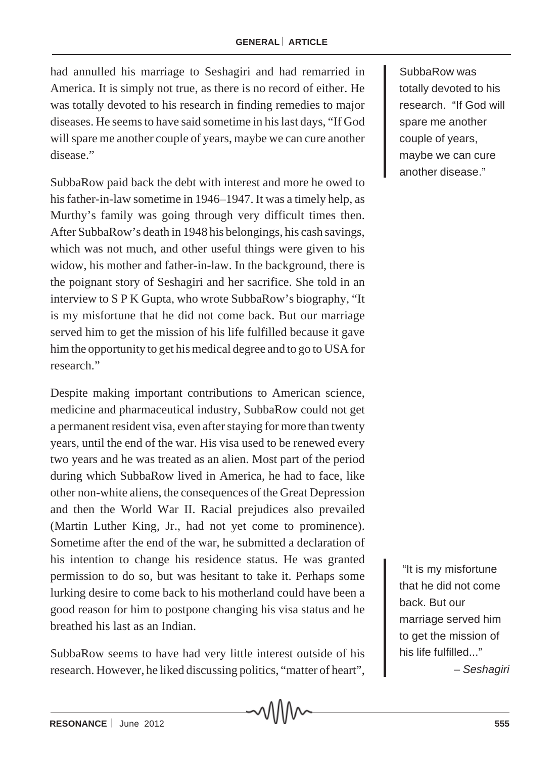had annulled his marriage to Seshagiri and had remarried in America. It is simply not true, as there is no record of either. He was totally devoted to his research in finding remedies to major diseases. He seems to have said sometime in his last days, "If God will spare me another couple of years, maybe we can cure another disease."

> SubbaRow was totally devoted to his research. "If God will spare me another couple of years, maybe we can cure another disease."

SubbaRow paid back the debt with interest and more he owed to his father-in-law sometime in 1946–1947. It was a timely help, as Murthy's family was going through very difficult times then. After SubbaRow's death in 1948 his belongings, his cash savings, which was not much, and other useful things were given to his widow, his mother and father-in-law. In the background, there is the poignant story of Seshagiri and her sacrifice. She told in an interview to S P K Gupta, who wrote SubbaRow's biography, "It is my misfortune that he did not come back. But our marriage served him to get the mission of his life fulfilled because it gave him the opportunity to get his medical degree and to go to USA for research."

Despite making important contributions to American science, medicine and pharmaceutical industry, SubbaRow could not get a permanent resident visa, even after staying for more than twenty years, until the end of the war. His visa used to be renewed every two years and he was treated as an alien. Most part of the period during which SubbaRow lived in America, he had to face, like other non-white aliens, the consequences of the Great Depression and then the World War II. Racial prejudices also prevailed (Martin Luther King, Jr., had not yet come to prominence). Sometime after the end of the war, he submitted a declaration of his intention to change his residence status. He was granted permission to do so, but was hesitant to take it. Perhaps some lurking desire to come back to his motherland could have been a good reason for him to postpone changing his visa status and he breathed his last as an Indian.

> "It is my misfortune that he did not come back. But our marriage served him to get the mission of his life fulfilled..."
>
> *– Seshagiri*

SubbaRow seems to have had very little interest outside of his research. However, he liked discussing politics, "matter of heart",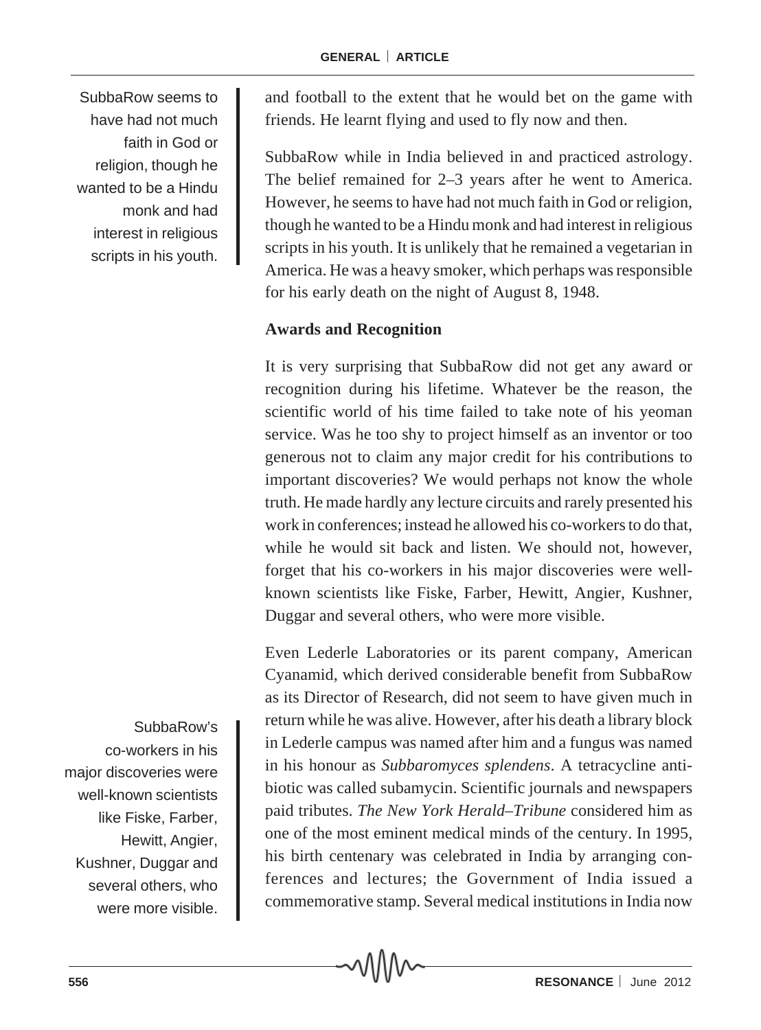and football to the extent that he would bet on the game with friends. He learnt flying and used to fly now and then.

SubbaRow while in India believed in and practiced astrology. The belief remained for 2–3 years after he went to America. However, he seems to have had not much faith in God or religion, though he wanted to be a Hindu monk and had interest in religious scripts in his youth. It is unlikely that he remained a vegetarian in America. He was a heavy smoker, which perhaps was responsible for his early death on the night of August 8, 1948.

SubbaRow seems to have had not much faith in God or religion, though he wanted to be a Hindu monk and had interest in religious scripts in his youth.

## Awards and Recognition

It is very surprising that SubbaRow did not get any award or recognition during his lifetime. Whatever be the reason, the scientific world of his time failed to take note of his yeoman service. Was he too shy to project himself as an inventor or too generous not to claim any major credit for his contributions to important discoveries? We would perhaps not know the whole truth. He made hardly any lecture circuits and rarely presented his work in conferences; instead he allowed his co-workers to do that, while he would sit back and listen. We should not, however, forget that his co-workers in his major discoveries were well-known scientists like Fiske, Farber, Hewitt, Angier, Kushner, Duggar and several others, who were more visible.

Even Lederle Laboratories or its parent company, American Cyanamid, which derived considerable benefit from SubbaRow as its Director of Research, did not seem to have given much in return while he was alive. However, after his death a library block in Lederle campus was named after him and a fungus was named in his honour as *Subbaromyces splendens*. A tetracycline antibiotic was called subamycin. Scientific journals and newspapers paid tributes. *The New York Herald–Tribune* considered him as one of the most eminent medical minds of the century. In 1995, his birth centenary was celebrated in India by arranging conferences and lectures; the Government of India issued a commemorative stamp. Several medical institutions in India now

SubbaRow's co-workers in his major discoveries were well-known scientists like Fiske, Farber, Hewitt, Angier, Kushner, Duggar and several others, who were more visible.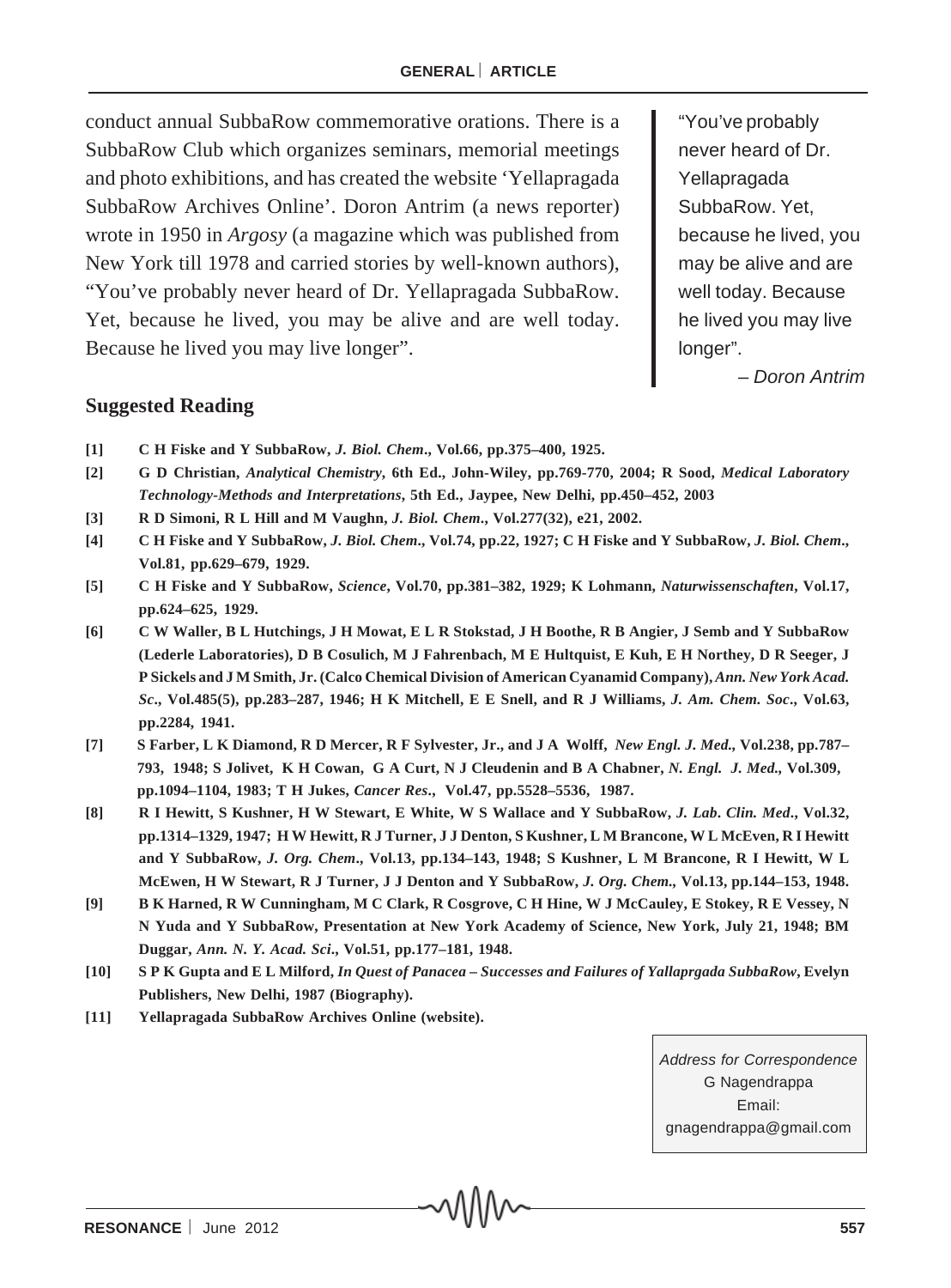conduct annual SubbaRow commemorative orations. There is a SubbaRow Club which organizes seminars, memorial meetings and photo exhibitions, and has created the website 'Yellapragada SubbaRow Archives Online'. Doron Antrim (a news reporter) wrote in 1950 in *Argosy* (a magazine which was published from New York till 1978 and carried stories by well-known authors), "You've probably never heard of Dr. Yellapragada SubbaRow. Yet, because he lived, you may be alive and are well today. Because he lived you may live longer".

> "You've probably never heard of Dr. Yellapragada SubbaRow. Yet, because he lived, you may be alive and are well today. Because he lived you may live longer".
>
> *– Doron Antrim*

## Suggested Reading

**[1]** **C H Fiske and Y SubbaRow, *J. Biol. Chem*., Vol.66, pp.375–400, 1925.**

**[2]** **G D Christian, *Analytical Chemistry*, 6th Ed., John-Wiley, pp.769-770, 2004; R Sood, *Medical Laboratory Technology-Methods and Interpretations*, 5th Ed., Jaypee, New Delhi, pp.450–452, 2003**

**[3]** **R D Simoni, R L Hill and M Vaughn, *J. Biol. Chem*., Vol.277(32), e21, 2002.**

**[4]** **C H Fiske and Y SubbaRow, *J. Biol. Chem*., Vol.74, pp.22, 1927; C H Fiske and Y SubbaRow, *J. Biol. Chem*., Vol.81, pp.629–679, 1929.**

**[5]** **C H Fiske and Y SubbaRow, *Science*, Vol.70, pp.381–382, 1929; K Lohmann, *Naturwissenschaften*, Vol.17, pp.624–625, 1929.**

**[6]** **C W Waller, B L Hutchings, J H Mowat, E L R Stokstad, J H Boothe, R B Angier, J Semb and Y SubbaRow (Lederle Laboratories), D B Cosulich, M J Fahrenbach, M E Hultquist, E Kuh, E H Northey, D R Seeger, J P Sickels and J M Smith, Jr. (Calco Chemical Division of American Cyanamid Company), *Ann. New York Acad. Sc*., Vol.485(5), pp.283–287, 1946; H K Mitchell, E E Snell, and R J Williams, *J. Am. Chem. Soc*., Vol.63, pp.2284, 1941.**

**[7]** **S Farber, L K Diamond, R D Mercer, R F Sylvester, Jr., and J A Wolff, *New Engl. J. Med*., Vol.238, pp.787–793, 1948; S Jolivet, K H Cowan, G A Curt, N J Cleudenin and B A Chabner, *N. Engl. J. Med*., Vol.309, pp.1094–1104, 1983; T H Jukes, *Cancer Res*., Vol.47, pp.5528–5536, 1987.**

**[8]** **R I Hewitt, S Kushner, H W Stewart, E White, W S Wallace and Y SubbaRow, *J. Lab. Clin. Med*., Vol.32, pp.1314–1329, 1947; H W Hewitt, R J Turner, J J Denton, S Kushner, L M Brancone, W L McEven, R I Hewitt and Y SubbaRow, *J. Org. Chem*., Vol.13, pp.134–143, 1948; S Kushner, L M Brancone, R I Hewitt, W L McEwen, H W Stewart, R J Turner, J J Denton and Y SubbaRow, *J. Org. Chem*., Vol.13, pp.144–153, 1948.**

**[9]** **B K Harned, R W Cunningham, M C Clark, R Cosgrove, C H Hine, W J McCauley, E Stokey, R E Vessey, N N Yuda and Y SubbaRow, Presentation at New York Academy of Science, New York, July 21, 1948; BM Duggar, *Ann. N. Y. Acad. Sci*., Vol.51, pp.177–181, 1948.**

**[10]** **S P K Gupta and E L Milford, *In Quest of Panacea – Successes and Failures of Yallaprgada SubbaRow*, Evelyn Publishers, New Delhi, 1987 (Biography).**

**[11]** **Yellapragada SubbaRow Archives Online (website).**

*Address for Correspondence*
G Nagendrappa
Email:
gnagendrappa@gmail.com